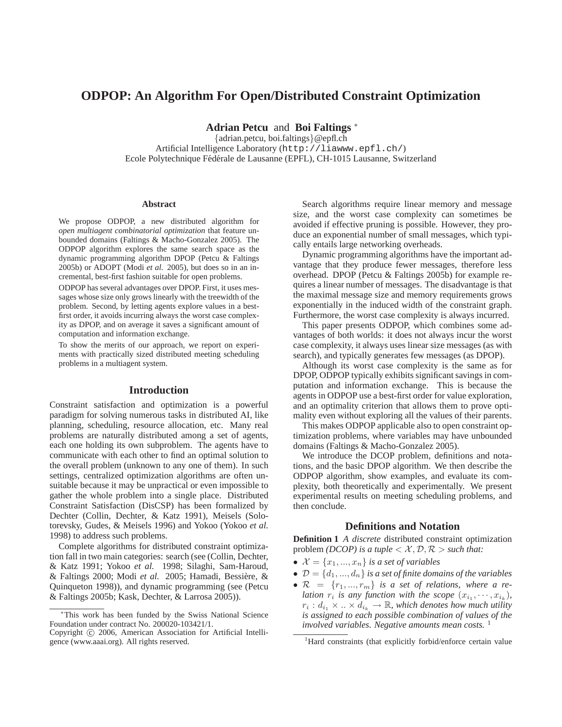# ODPOP: An Algorithm For Open/Distributed Constraint Optimization

**Adrian Petcu** and **Boi Faltings** *

{adrian.petcu, boi.faltings}@epfl.ch
Artificial Intelligence Laboratory (http://liawww.epfl.ch/)
Ecole Polytechnique Fédérale de Lausanne (EPFL), CH-1015 Lausanne, Switzerland

### Abstract

We propose ODPOP, a new distributed algorithm for *open multiagent combinatorial optimization* that feature unbounded domains (Faltings & Macho-Gonzalez 2005). The ODPOP algorithm explores the same search space as the dynamic programming algorithm DPOP (Petcu & Faltings 2005b) or ADOPT (Modi *et al.* 2005), but does so in an incremental, best-first fashion suitable for open problems.

ODPOP has several advantages over DPOP. First, it uses messages whose size only grows linearly with the treewidth of the problem. Second, by letting agents explore values in a best-first order, it avoids incurring always the worst case complexity as DPOP, and on average it saves a significant amount of computation and information exchange.

To show the merits of our approach, we report on experiments with practically sized distributed meeting scheduling problems in a multiagent system.

## Introduction

Constraint satisfaction and optimization is a powerful paradigm for solving numerous tasks in distributed AI, like planning, scheduling, resource allocation, etc. Many real problems are naturally distributed among a set of agents, each one holding its own subproblem. The agents have to communicate with each other to find an optimal solution to the overall problem (unknown to any one of them). In such settings, centralized optimization algorithms are often unsuitable because it may be unpractical or even impossible to gather the whole problem into a single place. Distributed Constraint Satisfaction (DisCSP) has been formalized by Dechter (Collin, Dechter, & Katz 1991), Meisels (Solotorevsky, Gudes, & Meisels 1996) and Yokoo (Yokoo *et al.* 1998) to address such problems.

Complete algorithms for distributed constraint optimization fall in two main categories: search (see (Collin, Dechter, & Katz 1991; Yokoo *et al.* 1998; Silaghi, Sam-Haroud, & Faltings 2000; Modi *et al.* 2005; Hamadi, Bessière, & Quinqueton 1998)), and dynamic programming (see (Petcu & Faltings 2005b; Kask, Dechter, & Larrosa 2005)).

Search algorithms require linear memory and message size, and the worst case complexity can sometimes be avoided if effective pruning is possible. However, they produce an exponential number of small messages, which typically entails large networking overheads.

Dynamic programming algorithms have the important advantage that they produce fewer messages, therefore less overhead. DPOP (Petcu & Faltings 2005b) for example requires a linear number of messages. The disadvantage is that the maximal message size and memory requirements grows exponentially in the induced width of the constraint graph. Furthermore, the worst case complexity is always incurred.

This paper presents ODPOP, which combines some advantages of both worlds: it does not always incur the worst case complexity, it always uses linear size messages (as with search), and typically generates few messages (as DPOP).

Although its worst case complexity is the same as for DPOP, ODPOP typically exhibits significant savings in computation and information exchange. This is because the agents in ODPOP use a best-first order for value exploration, and an optimality criterion that allows them to prove optimality even without exploring all the values of their parents.

This makes ODPOP applicable also to open constraint optimization problems, where variables may have unbounded domains (Faltings & Macho-Gonzalez 2005).

We introduce the DCOP problem, definitions and notations, and the basic DPOP algorithm. We then describe the ODPOP algorithm, show examples, and evaluate its complexity, both theoretically and experimentally. We present experimental results on meeting scheduling problems, and then conclude.

## Definitions and Notation

**Definition 1** *A discrete* distributed constraint optimization problem *(DCOP) is a tuple* $< \mathcal{X}, \mathcal{D}, \mathcal{R} >$ *such that:*

- $\mathcal{X} = \{x_1, ..., x_n\}$ *is a set of variables*
- $\mathcal{D} = \{d_1, ..., d_n\}$ *is a set of finite domains of the variables*
- $\mathcal{R} = \{r_1, ..., r_m\}$ *is a set of relations, where a relation* $r_i$ *is any function with the scope* $(x_{i_1}, \cdots, x_{i_k})$, $r_i : d_{i_1} \times .. \times d_{i_k} \rightarrow \mathbb{R}$, *which denotes how much utility is assigned to each possible combination of values of the involved variables. Negative amounts mean costs.* [1]

*This work has been funded by the Swiss National Science Foundation under contract No. 200020-103421/1.

Copyright © 2006, American Association for Artificial Intelligence (www.aaai.org). All rights reserved.

[1] Hard constraints (that explicitly forbid/enforce certain value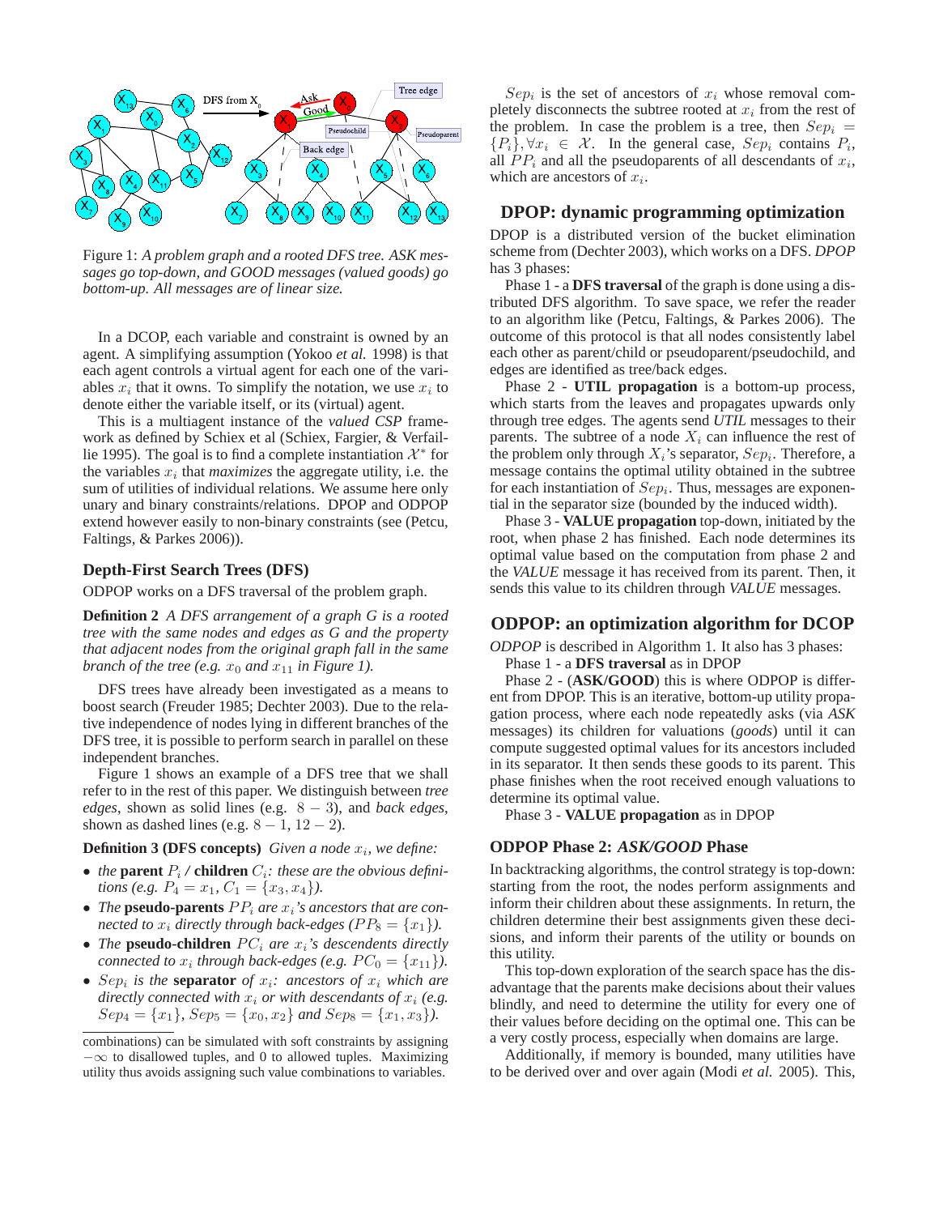Figure 1: *A problem graph and a rooted DFS tree. ASK messages go top-down, and GOOD messages (valued goods) go bottom-up. All messages are of linear size.*

In a DCOP, each variable and constraint is owned by an agent. A simplifying assumption (Yokoo *et al.* 1998) is that each agent controls a virtual agent for each one of the variables $x_i$ that it owns. To simplify the notation, we use $x_i$ to denote either the variable itself, or its (virtual) agent.

This is a multiagent instance of the *valued CSP* framework as defined by Schiex et al (Schiex, Fargier, & Verfaillie 1995). The goal is to find a complete instantiation $\mathcal{X}^*$ for the variables $x_i$ that *maximizes* the aggregate utility, i.e. the sum of utilities of individual relations. We assume here only unary and binary constraints/relations. DPOP and ODPOP extend however easily to non-binary constraints (see (Petcu, Faltings, & Parkes 2006)).

### Depth-First Search Trees (DFS)

ODPOP works on a DFS traversal of the problem graph.

**Definition 2** *A DFS arrangement of a graph G is a rooted tree with the same nodes and edges as G and the property that adjacent nodes from the original graph fall in the same branch of the tree (e.g. $x_0$ and $x_{11}$ in Figure 1).*

DFS trees have already been investigated as a means to boost search (Freuder 1985; Dechter 2003). Due to the relative independence of nodes lying in different branches of the DFS tree, it is possible to perform search in parallel on these independent branches.

Figure 1 shows an example of a DFS tree that we shall refer to in the rest of this paper. We distinguish between *tree edges*, shown as solid lines (e.g. $8-3$), and *back edges*, shown as dashed lines (e.g. $8-1$, $12-2$).

**Definition 3 (DFS concepts)** *Given a node $x_i$, we define:*

- *the* **parent** $P_i$ / **children** $C_i$: *these are the obvious definitions (e.g. $P_4 = x_1$, $C_1 = \{x_3, x_4\}$).*
- *The* **pseudo-parents** $PP_i$ *are $x_i$'s ancestors that are connected to $x_i$ directly through back-edges ($PP_8 = \{x_1\}$).*
- *The* **pseudo-children** $PC_i$ *are $x_i$'s descendents directly connected to $x_i$ through back-edges (e.g. $PC_0 = \{x_{11}\}$).*
- *$Sep_i$ is the* **separator** *of $x_i$: ancestors of $x_i$ which are directly connected with $x_i$ or with descendants of $x_i$ (e.g. $Sep_4 = \{x_1\}$, $Sep_5 = \{x_0, x_2\}$ and $Sep_8 = \{x_1, x_3\}$).*

combinations) can be simulated with soft constraints by assigning $-\infty$ to disallowed tuples, and 0 to allowed tuples. Maximizing utility thus avoids assigning such value combinations to variables.

$Sep_i$ is the set of ancestors of $x_i$ whose removal completely disconnects the subtree rooted at $x_i$ from the rest of the problem. In case the problem is a tree, then $Sep_i = \{P_i\}, \forall x_i \in \mathcal{X}$. In the general case, $Sep_i$ contains $P_i$, all $PP_i$ and all the pseudoparents of all descendants of $x_i$, which are ancestors of $x_i$.

## DPOP: dynamic programming optimization

DPOP is a distributed version of the bucket elimination scheme from (Dechter 2003), which works on a DFS. *DPOP* has 3 phases:

Phase 1 - a **DFS traversal** of the graph is done using a distributed DFS algorithm. To save space, we refer the reader to an algorithm like (Petcu, Faltings, & Parkes 2006). The outcome of this protocol is that all nodes consistently label each other as parent/child or pseudoparent/pseudochild, and edges are identified as tree/back edges.

Phase 2 - **UTIL propagation** is a bottom-up process, which starts from the leaves and propagates upwards only through tree edges. The agents send *UTIL* messages to their parents. The subtree of a node $X_i$ can influence the rest of the problem only through $X_i$'s separator, $Sep_i$. Therefore, a message contains the optimal utility obtained in the subtree for each instantiation of $Sep_i$. Thus, messages are exponential in the separator size (bounded by the induced width).

Phase 3 - **VALUE propagation** top-down, initiated by the root, when phase 2 has finished. Each node determines its optimal value based on the computation from phase 2 and the *VALUE* message it has received from its parent. Then, it sends this value to its children through *VALUE* messages.

## ODPOP: an optimization algorithm for DCOP

*ODPOP* is described in Algorithm 1. It also has 3 phases:

Phase 1 - a **DFS traversal** as in DPOP

Phase 2 - (**ASK/GOOD**) this is where ODPOP is different from DPOP. This is an iterative, bottom-up utility propagation process, where each node repeatedly asks (via *ASK* messages) its children for valuations (*goods*) until it can compute suggested optimal values for its ancestors included in its separator. It then sends these goods to its parent. This phase finishes when the root received enough valuations to determine its optimal value.

Phase 3 - **VALUE propagation** as in DPOP

### ODPOP Phase 2: *ASK/GOOD* Phase

In backtracking algorithms, the control strategy is top-down: starting from the root, the nodes perform assignments and inform their children about these assignments. In return, the children determine their best assignments given these decisions, and inform their parents of the utility or bounds on this utility.

This top-down exploration of the search space has the disadvantage that the parents make decisions about their values blindly, and need to determine the utility for every one of their values before deciding on the optimal one. This can be a very costly process, especially when domains are large.

Additionally, if memory is bounded, many utilities have to be derived over and over again (Modi *et al.* 2005). This,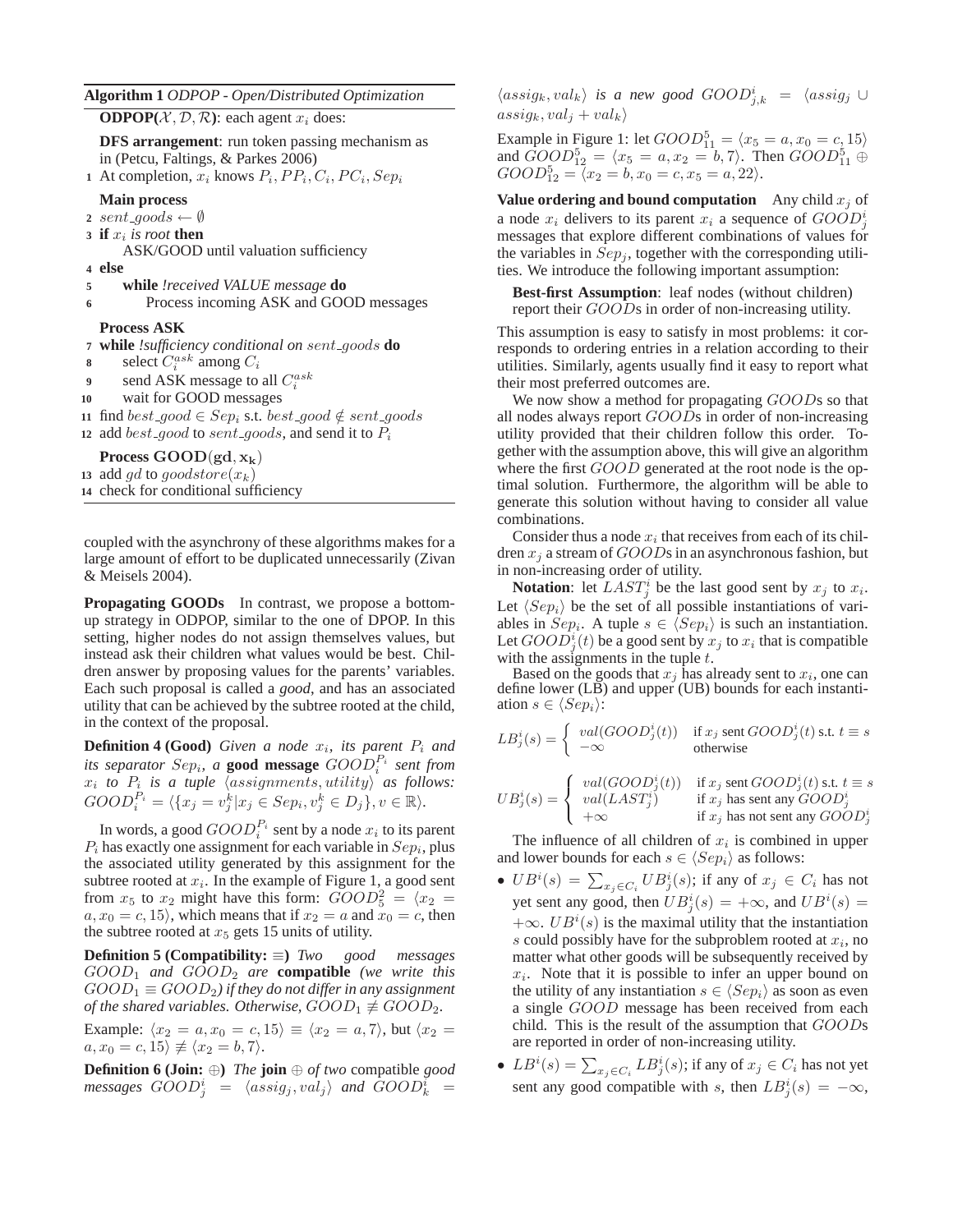**Algorithm 1** *ODPOP - Open/Distributed Optimization*

**ODPOP($\mathcal{X}, \mathcal{D}, \mathcal{R}$)**: each agent $x_i$ does:

**DFS arrangement**: run token passing mechanism as in (Petcu, Faltings, & Parkes 2006)

1 At completion, $x_i$ knows $P_i, PP_i, C_i, PC_i, Sep_i$

**Main process**

2 $sent\_goods \leftarrow \emptyset$

3 **if** $x_i$ *is root* **then**

  ASK/GOOD until valuation sufficiency

4 **else**

5   **while** *!received VALUE message* **do**

6     Process incoming ASK and GOOD messages

**Process ASK**

7 **while** *!sufficiency conditional on* $sent\_goods$ **do**

8   select $C_i^{ask}$ among $C_i$

9   send ASK message to all $C_i^{ask}$

10   wait for GOOD messages

11 find $best\_good \in Sep_i$ s.t. $best\_good \notin sent\_goods$

12 add $best\_good$ to $sent\_goods$, and send it to $P_i$

**Process $\mathbf{GOOD(gd, x_k)}$**

13 add $gd$ to $goodstore(x_k)$

14 check for conditional sufficiency

coupled with the asynchrony of these algorithms makes for a large amount of effort to be duplicated unnecessarily (Zivan & Meisels 2004).

**Propagating GOODs** In contrast, we propose a bottom-up strategy in ODPOP, similar to the one of DPOP. In this setting, higher nodes do not assign themselves values, but instead ask their children what values would be best. Children answer by proposing values for the parents' variables. Each such proposal is called a *good*, and has an associated utility that can be achieved by the subtree rooted at the child, in the context of the proposal.

**Definition 4 (Good)** *Given a node $x_i$, its parent $P_i$ and its separator $Sep_i$, a* **good message** *$GOOD_i^{P_i}$ sent from $x_i$ to $P_i$ is a tuple $\langle assignments, utility \rangle$ as follows: $GOOD_i^{P_i} = \langle \{x_j = v_j^k | x_j \in Sep_i, v_j^k \in D_j\}, v \in \mathbb{R} \rangle$.*

In words, a good $GOOD_i^{P_i}$ sent by a node $x_i$ to its parent $P_i$ has exactly one assignment for each variable in $Sep_i$, plus the associated utility generated by this assignment for the subtree rooted at $x_i$. In the example of Figure 1, a good sent from $x_5$ to $x_2$ might have this form: $GOOD_5^2 = \langle x_2 = a, x_0 = c, 15 \rangle$, which means that if $x_2 = a$ and $x_0 = c$, then the subtree rooted at $x_5$ gets 15 units of utility.

**Definition 5 (Compatibility: $\equiv$)** *Two good messages $GOOD_1$ and $GOOD_2$ are* **compatible** *(we write this $GOOD_1 \equiv GOOD_2$) if they do not differ in any assignment of the shared variables. Otherwise, $GOOD_1 \not\equiv GOOD_2$.*

Example: $\langle x_2 = a, x_0 = c, 15 \rangle \equiv \langle x_2 = a, 7 \rangle$, but $\langle x_2 = a, x_0 = c, 15 \rangle \not\equiv \langle x_2 = b, 7 \rangle$.

**Definition 6 (Join: $\oplus$)** *The* **join** $\oplus$ *of two* compatible *good messages $GOOD_j^i = \langle assig_j, val_j \rangle$ and $GOOD_k^i = \langle assig_k, val_k \rangle$ is a new good $GOOD_{j,k}^i = \langle assig_j \cup assig_k, val_j + val_k \rangle$*

Example in Figure 1: let $GOOD_{11}^5 = \langle x_5 = a, x_0 = c, 15 \rangle$ and $GOOD_{12}^5 = \langle x_5 = a, x_2 = b, 7 \rangle$. Then $GOOD_{11}^5 \oplus GOOD_{12}^5 = \langle x_2 = b, x_0 = c, x_5 = a, 22 \rangle$.

**Value ordering and bound computation** Any child $x_j$ of a node $x_i$ delivers to its parent $x_i$ a sequence of $GOOD_j^i$ messages that explore different combinations of values for the variables in $Sep_j$, together with the corresponding utilities. We introduce the following important assumption:

**Best-first Assumption**: leaf nodes (without children) report their $GOOD$s in order of non-increasing utility.

This assumption is easy to satisfy in most problems: it corresponds to ordering entries in a relation according to their utilities. Similarly, agents usually find it easy to report what their most preferred outcomes are.

We now show a method for propagating $GOOD$s so that all nodes always report $GOOD$s in order of non-increasing utility provided that their children follow this order. Together with the assumption above, this will give an algorithm where the first $GOOD$ generated at the root node is the optimal solution. Furthermore, the algorithm will be able to generate this solution without having to consider all value combinations.

Consider thus a node $x_i$ that receives from each of its children $x_j$ a stream of $GOOD$s in an asynchronous fashion, but in non-increasing order of utility.

**Notation**: let $LAST_j^i$ be the last good sent by $x_j$ to $x_i$. Let $\langle Sep_i \rangle$ be the set of all possible instantiations of variables in $Sep_i$. A tuple $s \in \langle Sep_i \rangle$ is such an instantiation. Let $GOOD_j^i(t)$ be a good sent by $x_j$ to $x_i$ that is compatible with the assignments in the tuple $t$.

Based on the goods that $x_j$ has already sent to $x_i$, one can define lower (LB) and upper (UB) bounds for each instantiation $s \in \langle Sep_i \rangle$:

$$LB_j^i(s) = \begin{cases} val(GOOD_j^i(t)) & \text{if } x_j \text{ sent } GOOD_j^i(t) \text{ s.t. } t \equiv s \\ -\infty & \text{otherwise} \end{cases}$$

$$UB_j^i(s) = \begin{cases} val(GOOD_j^i(t)) & \text{if } x_j \text{ sent } GOOD_j^i(t) \text{ s.t. } t \equiv s \\ val(LAST_j^i) & \text{if } x_j \text{ has sent any } GOOD_j^i \\ +\infty & \text{if } x_j \text{ has not sent any } GOOD_j^i \end{cases}$$

The influence of all children of $x_i$ is combined in upper and lower bounds for each $s \in \langle Sep_i \rangle$ as follows:

- $UB^i(s) = \sum_{x_j \in C_i} UB_j^i(s)$; if any of $x_j \in C_i$ has not yet sent any good, then $UB_j^i(s) = +\infty$, and $UB^i(s) = +\infty$. $UB^i(s)$ is the maximal utility that the instantiation $s$ could possibly have for the subproblem rooted at $x_i$, no matter what other goods will be subsequently received by $x_i$. Note that it is possible to infer an upper bound on the utility of any instantiation $s \in \langle Sep_i \rangle$ as soon as even a single $GOOD$ message has been received from each child. This is the result of the assumption that $GOOD$s are reported in order of non-increasing utility.
- $LB^i(s) = \sum_{x_j \in C_i} LB_j^i(s)$; if any of $x_j \in C_i$ has not yet sent any good compatible with $s$, then $LB_j^i(s) = -\infty$,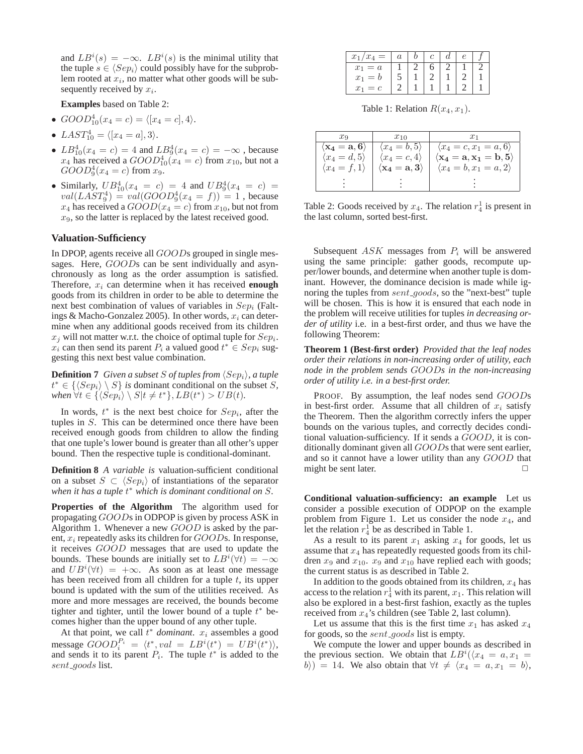and $LB^i(s) = -\infty$. $LB^i(s)$ is the minimal utility that the tuple $s \in \langle Sep_i \rangle$ could possibly have for the subproblem rooted at $x_i$, no matter what other goods will be subsequently received by $x_i$.

**Examples** based on Table 2:

- $GOOD_{10}^4(x_4 = c) = \langle [x_4 = c], 4 \rangle$.
- $LAST_{10}^4 = \langle [x_4 = a], 3 \rangle$.
- $LB_{10}^4(x_4 = c) = 4$ and $LB_9^4(x_4 = c) = -\infty$ , because $x_4$ has received a $GOOD_{10}^4(x_4 = c)$ from $x_{10}$, but not a $GOOD_9^4(x_4 = c)$ from $x_9$.
- Similarly, $UB_{10}^4(x_4 = c) = 4$ and $UB_9^4(x_4 = c) = val(LAST_9^4) = val(GOOD_9^4(x_4 = f)) = 1$ , because $x_4$ has received a $GOOD(x_4 = c)$ from $x_{10}$, but not from $x_9$, so the latter is replaced by the latest received good.

### Valuation-Sufficiency

In DPOP, agents receive all $GOOD$s grouped in single messages. Here, $GOOD$s can be sent individually and asynchronously as long as the order assumption is satisfied. Therefore, $x_i$ can determine when it has received **enough** goods from its children in order to be able to determine the next best combination of values of variables in $Sep_i$ (Faltings & Macho-Gonzalez 2005). In other words, $x_i$ can determine when any additional goods received from its children $x_j$ will not matter w.r.t. the choice of optimal tuple for $Sep_i$. $x_i$ can then send its parent $P_i$ a valued good $t^* \in Sep_i$ suggesting this next best value combination.

**Definition 7** *Given a subset $S$ of tuples from $\langle Sep_i \rangle$, a tuple $t^* \in \{\langle Sep_i \rangle \setminus S\}$ is dominant conditional on the subset $S$, when $\forall t \in \{\langle Sep_i \rangle \setminus S | t \neq t^*\}, LB(t^*) > UB(t)$.*

In words, $t^*$ is the next best choice for $Sep_i$, after the tuples in $S$. This can be determined once there have been received enough goods from children to allow the finding that one tuple's lower bound is greater than all other's upper bound. Then the respective tuple is conditional-dominant.

**Definition 8** *A variable is* valuation-sufficient conditional *on a subset $S \subset \langle Sep_i \rangle$ of instantiations of the separator when it has a tuple $t^*$ which is dominant conditional on $S$.*

**Properties of the Algorithm** The algorithm used for propagating $GOOD$s in ODPOP is given by process ASK in Algorithm 1. Whenever a new $GOOD$ is asked by the parent, $x_i$ repeatedly asks its children for $GOOD$s. In response, it receives $GOOD$ messages that are used to update the bounds. These bounds are initially set to $LB^i(\forall t) = -\infty$ and $UB^i(\forall t) = +\infty$. As soon as at least one message has been received from all children for a tuple $t$, its upper bound is updated with the sum of the utilities received. As more and more messages are received, the bounds become tighter and tighter, until the lower bound of a tuple $t^*$ becomes higher than the upper bound of any other tuple.

At that point, we call $t^*$ *dominant*. $x_i$ assembles a good message $GOOD_i^{P_i} = \langle t^*, val = LB^i(t^*) = UB^i(t^*) \rangle$, and sends it to its parent $P_i$. The tuple $t^*$ is added to the $sent\_goods$ list.

| $x_1/x_4 =$ | $a$ | $b$ | $c$ | $d$ | $e$ | $f$ |
|---|---|---|---|---|---|---|
| $x_1 = a$ | 1 | 2 | 6 | 2 | 1 | 2 |
| $x_1 = b$ | 5 | 1 | 2 | 1 | 2 | 1 |
| $x_1 = c$ | 2 | 1 | 1 | 1 | 2 | 1 |

Table 1: Relation $R(x_4, x_1)$.

| $x_9$ | $x_{10}$ | $x_1$ |
|---|---|---|
| $\langle \mathbf{x_4 = a, 6} \rangle$ | $\langle x_4 = b, 5 \rangle$ | $\langle x_4 = c, x_1 = a, 6 \rangle$ |
| $\langle x_4 = d, 5 \rangle$ | $\langle x_4 = c, 4 \rangle$ | $\langle \mathbf{x_4 = a, x_1 = b, 5} \rangle$ |
| $\langle x_4 = f, 1 \rangle$ | $\langle \mathbf{x_4 = a, 3} \rangle$ | $\langle x_4 = b, x_1 = a, 2 \rangle$ |
| $\vdots$ | $\vdots$ | $\vdots$ |

Table 2: Goods received by $x_4$. The relation $r_4^1$ is present in the last column, sorted best-first.

Subsequent $ASK$ messages from $P_i$ will be answered using the same principle: gather goods, recompute upper/lower bounds, and determine when another tuple is dominant. However, the dominance decision is made while ignoring the tuples from $sent\_goods$, so the "next-best" tuple will be chosen. This is how it is ensured that each node in the problem will receive utilities for tuples *in decreasing order of utility* i.e. in a best-first order, and thus we have the following Theorem:

**Theorem 1 (Best-first order)** *Provided that the leaf nodes order their relations in non-increasing order of utility, each node in the problem sends $GOOD$s in the non-increasing order of utility i.e. in a best-first order.*

PROOF. By assumption, the leaf nodes send $GOOD$s in best-first order. Assume that all children of $x_i$ satisfy the Theorem. Then the algorithm correctly infers the upper bounds on the various tuples, and correctly decides conditional valuation-sufficiency. If it sends a $GOOD$, it is conditionally dominant given all $GOOD$s that were sent earlier, and so it cannot have a lower utility than any $GOOD$ that might be sent later. □

**Conditional valuation-sufficiency: an example** Let us consider a possible execution of ODPOP on the example problem from Figure 1. Let us consider the node $x_4$, and let the relation $r_4^1$ be as described in Table 1.

As a result to its parent $x_1$ asking $x_4$ for goods, let us assume that $x_4$ has repeatedly requested goods from its children $x_9$ and $x_{10}$. $x_9$ and $x_{10}$ have replied each with goods; the current status is as described in Table 2.

In addition to the goods obtained from its children, $x_4$ has access to the relation $r_4^1$ with its parent, $x_1$. This relation will also be explored in a best-first fashion, exactly as the tuples received from $x_4$'s children (see Table 2, last column).

Let us assume that this is the first time $x_1$ has asked $x_4$ for goods, so the $sent\_goods$ list is empty.

We compute the lower and upper bounds as described in the previous section. We obtain that $LB^i(\langle x_4 = a, x_1 = b \rangle) = 14$. We also obtain that $\forall t \neq \langle x_4 = a, x_1 = b \rangle$,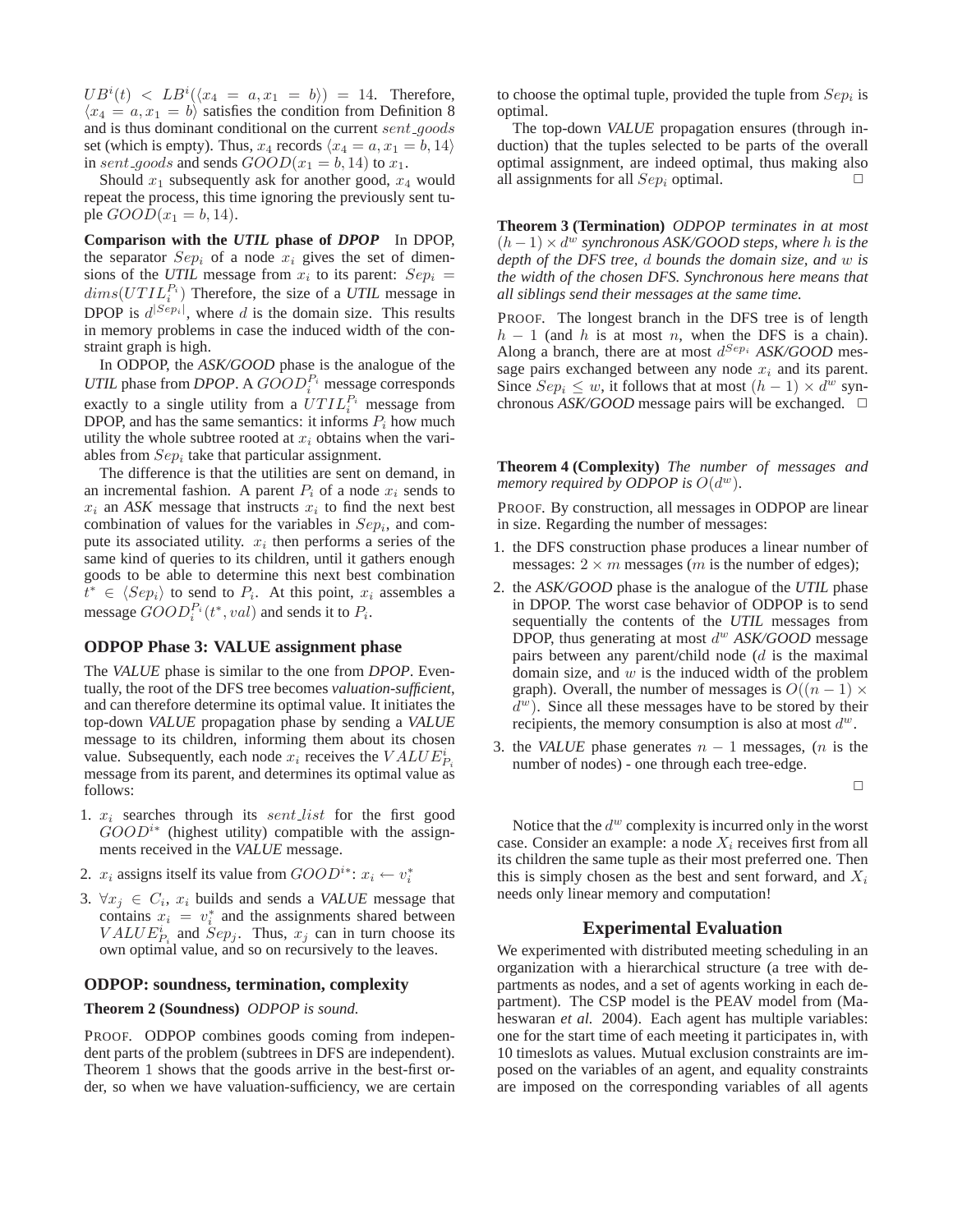$UB^i(t) < LB^i(\langle x_4 = a, x_1 = b \rangle) = 14$. Therefore, $\langle x_4 = a, x_1 = b \rangle$ satisfies the condition from Definition 8 and is thus dominant conditional on the current $sent\_goods$ set (which is empty). Thus, $x_4$ records $\langle x_4 = a, x_1 = b, 14 \rangle$ in $sent\_goods$ and sends $GOOD(x_1 = b, 14)$ to $x_1$.

Should $x_1$ subsequently ask for another good, $x_4$ would repeat the process, this time ignoring the previously sent tuple $GOOD(x_1 = b, 14)$.

**Comparison with the *UTIL* phase of *DPOP*** In DPOP, the separator $Sep_i$ of a node $x_i$ gives the set of dimensions of the *UTIL* message from $x_i$ to its parent: $Sep_i = dims(UTIL_i^{P_i})$ Therefore, the size of a *UTIL* message in DPOP is $d^{|Sep_i|}$, where $d$ is the domain size. This results in memory problems in case the induced width of the constraint graph is high.

In ODPOP, the *ASK/GOOD* phase is the analogue of the *UTIL* phase from *DPOP*. A $GOOD_i^{P_i}$ message corresponds exactly to a single utility from a $UTIL_i^{P_i}$ message from DPOP, and has the same semantics: it informs $P_i$ how much utility the whole subtree rooted at $x_i$ obtains when the variables from $Sep_i$ take that particular assignment.

The difference is that the utilities are sent on demand, in an incremental fashion. A parent $P_i$ of a node $x_i$ sends to $x_i$ an *ASK* message that instructs $x_i$ to find the next best combination of values for the variables in $Sep_i$, and compute its associated utility. $x_i$ then performs a series of the same kind of queries to its children, until it gathers enough goods to be able to determine this next best combination $t^* \in \langle Sep_i \rangle$ to send to $P_i$. At this point, $x_i$ assembles a message $GOOD_i^{P_i}(t^*, val)$ and sends it to $P_i$.

### ODPOP Phase 3: VALUE assignment phase

The *VALUE* phase is similar to the one from *DPOP*. Eventually, the root of the DFS tree becomes *valuation-sufficient*, and can therefore determine its optimal value. It initiates the top-down *VALUE* propagation phase by sending a *VALUE* message to its children, informing them about its chosen value. Subsequently, each node $x_i$ receives the $VALUE_{P_i}^i$ message from its parent, and determines its optimal value as follows:

1. $x_i$ searches through its $sent\_list$ for the first good $GOOD^{i*}$ (highest utility) compatible with the assignments received in the *VALUE* message.
2. $x_i$ assigns itself its value from $GOOD^{i*}$: $x_i \leftarrow v_i^*$
3. $\forall x_j \in C_i$, $x_i$ builds and sends a *VALUE* message that contains $x_i = v_i^*$ and the assignments shared between $VALUE_{P_i}^i$ and $Sep_j$. Thus, $x_j$ can in turn choose its own optimal value, and so on recursively to the leaves.

### ODPOP: soundness, termination, complexity

**Theorem 2 (Soundness)** *ODPOP is sound.*

PROOF. ODPOP combines goods coming from independent parts of the problem (subtrees in DFS are independent). Theorem 1 shows that the goods arrive in the best-first order, so when we have valuation-sufficiency, we are certain to choose the optimal tuple, provided the tuple from $Sep_i$ is optimal.

The top-down *VALUE* propagation ensures (through induction) that the tuples selected to be parts of the overall optimal assignment, are indeed optimal, thus making also all assignments for all $Sep_i$ optimal. □

**Theorem 3 (Termination)** *ODPOP terminates in at most $(h-1) \times d^w$ synchronous ASK/GOOD steps, where $h$ is the depth of the DFS tree, $d$ bounds the domain size, and $w$ is the width of the chosen DFS. Synchronous here means that all siblings send their messages at the same time.*

PROOF. The longest branch in the DFS tree is of length $h-1$ (and $h$ is at most $n$, when the DFS is a chain). Along a branch, there are at most $d^{Sep_i}$ *ASK/GOOD* message pairs exchanged between any node $x_i$ and its parent. Since $Sep_i \leq w$, it follows that at most $(h-1) \times d^w$ synchronous *ASK/GOOD* message pairs will be exchanged. □

**Theorem 4 (Complexity)** *The number of messages and memory required by ODPOP is $O(d^w)$.*

PROOF. By construction, all messages in ODPOP are linear in size. Regarding the number of messages:

1. the DFS construction phase produces a linear number of messages: $2 \times m$ messages ($m$ is the number of edges);
2. the *ASK/GOOD* phase is the analogue of the *UTIL* phase in DPOP. The worst case behavior of ODPOP is to send sequentially the contents of the *UTIL* messages from DPOP, thus generating at most $d^w$ *ASK/GOOD* message pairs between any parent/child node ($d$ is the maximal domain size, and $w$ is the induced width of the problem graph). Overall, the number of messages is $O((n-1) \times d^w)$. Since all these messages have to be stored by their recipients, the memory consumption is also at most $d^w$.
3. the *VALUE* phase generates $n-1$ messages, ($n$ is the number of nodes) - one through each tree-edge.

□

Notice that the $d^w$ complexity is incurred only in the worst case. Consider an example: a node $X_i$ receives first from all its children the same tuple as their most preferred one. Then this is simply chosen as the best and sent forward, and $X_i$ needs only linear memory and computation!

## Experimental Evaluation

We experimented with distributed meeting scheduling in an organization with a hierarchical structure (a tree with departments as nodes, and a set of agents working in each department). The CSP model is the PEAV model from (Maheswaran *et al.* 2004). Each agent has multiple variables: one for the start time of each meeting it participates in, with 10 timeslots as values. Mutual exclusion constraints are imposed on the variables of an agent, and equality constraints are imposed on the corresponding variables of all agents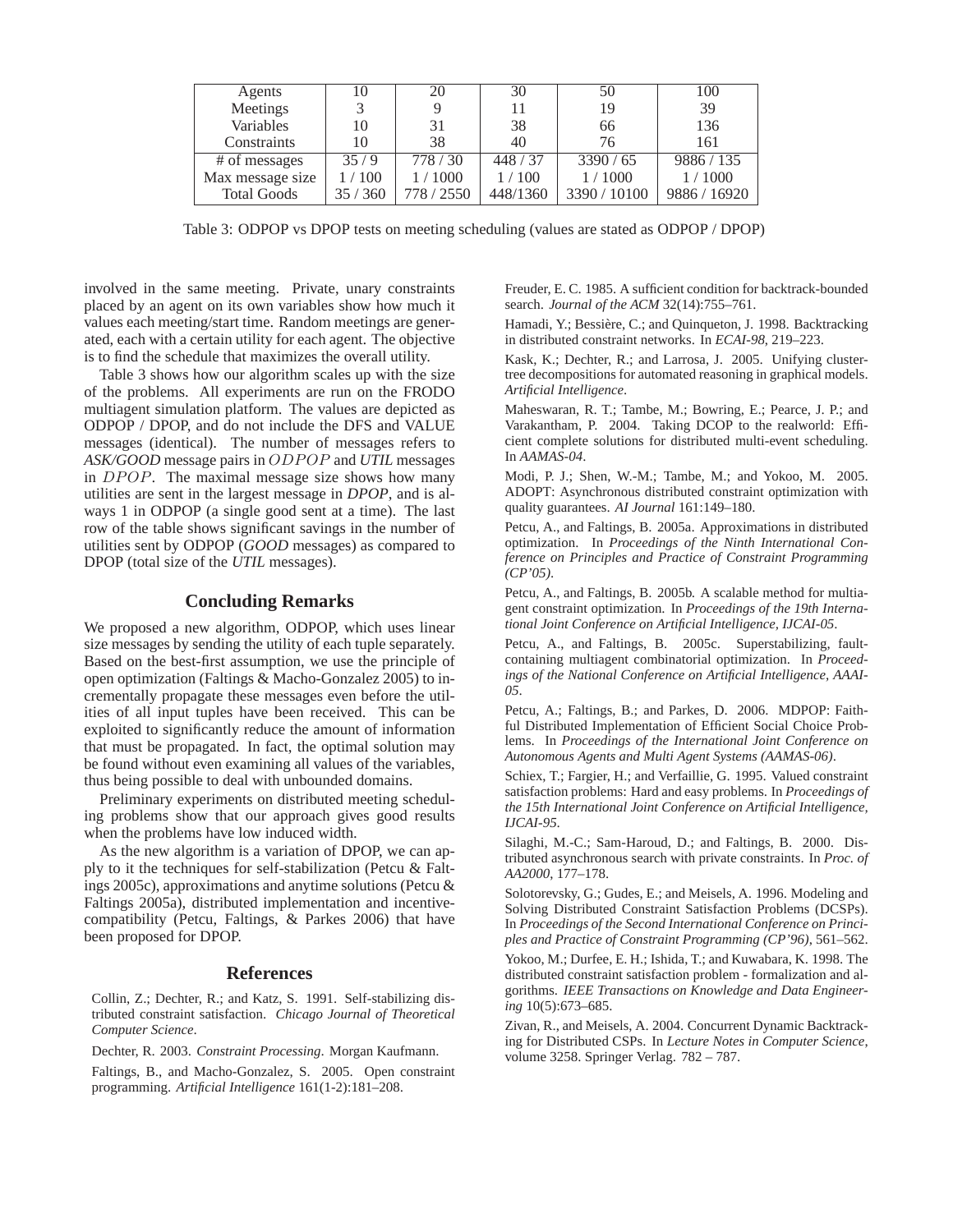| Agents | 10 | 20 | 30 | 50 | 100 |
|---|---|---|---|---|---|
| Meetings | 3 | 9 | 11 | 19 | 39 |
| Variables | 10 | 31 | 38 | 66 | 136 |
| Constraints | 10 | 38 | 40 | 76 | 161 |
| # of messages | 35 / 9 | 778 / 30 | 448 / 37 | 3390 / 65 | 9886 / 135 |
| Max message size | 1 / 100 | 1 / 1000 | 1 / 100 | 1 / 1000 | 1 / 1000 |
| Total Goods | 35 / 360 | 778 / 2550 | 448/1360 | 3390 / 10100 | 9886 / 16920 |

Table 3: ODPOP vs DPOP tests on meeting scheduling (values are stated as ODPOP / DPOP)

involved in the same meeting. Private, unary constraints placed by an agent on its own variables show how much it values each meeting/start time. Random meetings are generated, each with a certain utility for each agent. The objective is to find the schedule that maximizes the overall utility.

Table 3 shows how our algorithm scales up with the size of the problems. All experiments are run on the FRODO multiagent simulation platform. The values are depicted as ODPOP / DPOP, and do not include the DFS and VALUE messages (identical). The number of messages refers to *ASK/GOOD* message pairs in $ODPOP$ and *UTIL* messages in $DPOP$. The maximal message size shows how many utilities are sent in the largest message in *DPOP*, and is always 1 in ODPOP (a single good sent at a time). The last row of the table shows significant savings in the number of utilities sent by ODPOP (*GOOD* messages) as compared to DPOP (total size of the *UTIL* messages).

## Concluding Remarks

We proposed a new algorithm, ODPOP, which uses linear size messages by sending the utility of each tuple separately. Based on the best-first assumption, we use the principle of open optimization (Faltings & Macho-Gonzalez 2005) to incrementally propagate these messages even before the utilities of all input tuples have been received. This can be exploited to significantly reduce the amount of information that must be propagated. In fact, the optimal solution may be found without even examining all values of the variables, thus being possible to deal with unbounded domains.

Preliminary experiments on distributed meeting scheduling problems show that our approach gives good results when the problems have low induced width.

As the new algorithm is a variation of DPOP, we can apply to it the techniques for self-stabilization (Petcu & Faltings 2005c), approximations and anytime solutions (Petcu & Faltings 2005a), distributed implementation and incentive-compatibility (Petcu, Faltings, & Parkes 2006) that have been proposed for DPOP.

## References

Collin, Z.; Dechter, R.; and Katz, S. 1991. Self-stabilizing distributed constraint satisfaction. *Chicago Journal of Theoretical Computer Science*.

Dechter, R. 2003. *Constraint Processing*. Morgan Kaufmann.

Faltings, B., and Macho-Gonzalez, S. 2005. Open constraint programming. *Artificial Intelligence* 161(1-2):181–208.

Freuder, E. C. 1985. A sufficient condition for backtrack-bounded search. *Journal of the ACM* 32(14):755–761.

Hamadi, Y.; Bessière, C.; and Quinqueton, J. 1998. Backtracking in distributed constraint networks. In *ECAI-98*, 219–223.

Kask, K.; Dechter, R.; and Larrosa, J. 2005. Unifying cluster-tree decompositions for automated reasoning in graphical models. *Artificial Intelligence*.

Maheswaran, R. T.; Tambe, M.; Bowring, E.; Pearce, J. P.; and Varakantham, P. 2004. Taking DCOP to the realworld: Efficient complete solutions for distributed multi-event scheduling. In *AAMAS-04*.

Modi, P. J.; Shen, W.-M.; Tambe, M.; and Yokoo, M. 2005. ADOPT: Asynchronous distributed constraint optimization with quality guarantees. *AI Journal* 161:149–180.

Petcu, A., and Faltings, B. 2005a. Approximations in distributed optimization. In *Proceedings of the Ninth International Conference on Principles and Practice of Constraint Programming (CP'05)*.

Petcu, A., and Faltings, B. 2005b. A scalable method for multiagent constraint optimization. In *Proceedings of the 19th International Joint Conference on Artificial Intelligence, IJCAI-05*.

Petcu, A., and Faltings, B. 2005c. Superstabilizing, fault-containing multiagent combinatorial optimization. In *Proceedings of the National Conference on Artificial Intelligence, AAAI-05*.

Petcu, A.; Faltings, B.; and Parkes, D. 2006. MDPOP: Faithful Distributed Implementation of Efficient Social Choice Problems. In *Proceedings of the International Joint Conference on Autonomous Agents and Multi Agent Systems (AAMAS-06)*.

Schiex, T.; Fargier, H.; and Verfaillie, G. 1995. Valued constraint satisfaction problems: Hard and easy problems. In *Proceedings of the 15th International Joint Conference on Artificial Intelligence, IJCAI-95*.

Silaghi, M.-C.; Sam-Haroud, D.; and Faltings, B. 2000. Distributed asynchronous search with private constraints. In *Proc. of AA2000*, 177–178.

Solotorevsky, G.; Gudes, E.; and Meisels, A. 1996. Modeling and Solving Distributed Constraint Satisfaction Problems (DCSPs). In *Proceedings of the Second International Conference on Principles and Practice of Constraint Programming (CP'96)*, 561–562.

Yokoo, M.; Durfee, E. H.; Ishida, T.; and Kuwabara, K. 1998. The distributed constraint satisfaction problem - formalization and algorithms. *IEEE Transactions on Knowledge and Data Engineering* 10(5):673–685.

Zivan, R., and Meisels, A. 2004. Concurrent Dynamic Backtracking for Distributed CSPs. In *Lecture Notes in Computer Science*, volume 3258. Springer Verlag. 782 – 787.